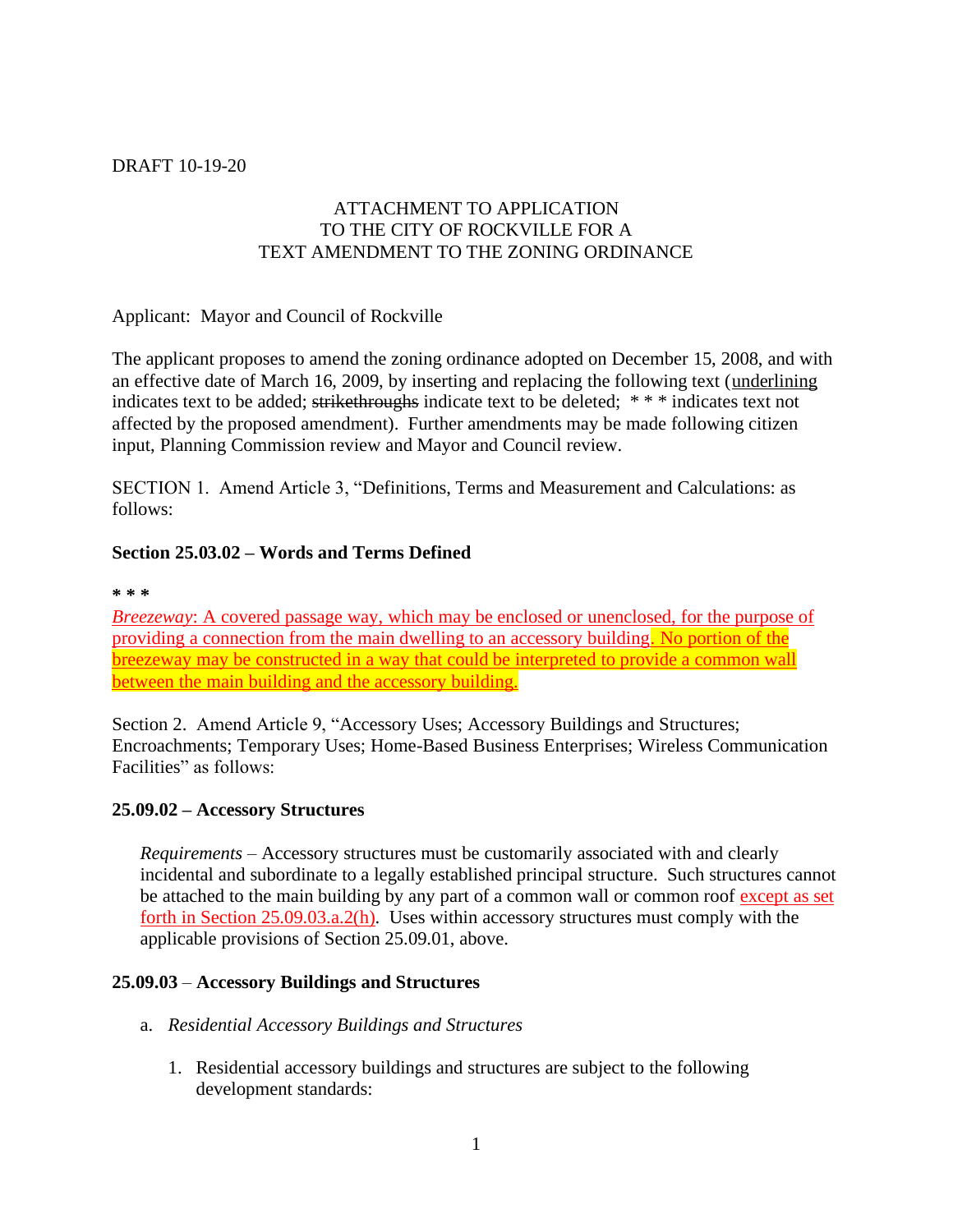DRAFT 10-19-20

ATTACHMENT TO APPLICATION
TO THE CITY OF ROCKVILLE FOR A
TEXT AMENDMENT TO THE ZONING ORDINANCE

Applicant: Mayor and Council of Rockville

The applicant proposes to amend the zoning ordinance adopted on December 15, 2008, and with an effective date of March 16, 2009, by inserting and replacing the following text (<u>underlining</u> indicates text to be added; ~~strikethroughs~~ indicate text to be deleted; * * * indicates text not affected by the proposed amendment). Further amendments may be made following citizen input, Planning Commission review and Mayor and Council review.

SECTION 1. Amend Article 3, "Definitions, Terms and Measurement and Calculations: as follows:

**Section 25.03.02 – Words and Terms Defined**

**\* \* \***

<u>*Breezeway*: A covered passage way, which may be enclosed or unenclosed, for the purpose of providing a connection from the main dwelling to an accessory building. No portion of the breezeway may be constructed in a way that could be interpreted to provide a common wall between the main building and the accessory building.</u>

Section 2. Amend Article 9, "Accessory Uses; Accessory Buildings and Structures; Encroachments; Temporary Uses; Home-Based Business Enterprises; Wireless Communication Facilities" as follows:

**25.09.02 – Accessory Structures**

*Requirements* – Accessory structures must be customarily associated with and clearly incidental and subordinate to a legally established principal structure. Such structures cannot be attached to the main building by any part of a common wall or common roof <u>except as set forth in Section 25.09.03.a.2(h)</u>. Uses within accessory structures must comply with the applicable provisions of Section 25.09.01, above.

**25.09.03** – **Accessory Buildings and Structures**

a. *Residential Accessory Buildings and Structures*

   1. Residential accessory buildings and structures are subject to the following development standards: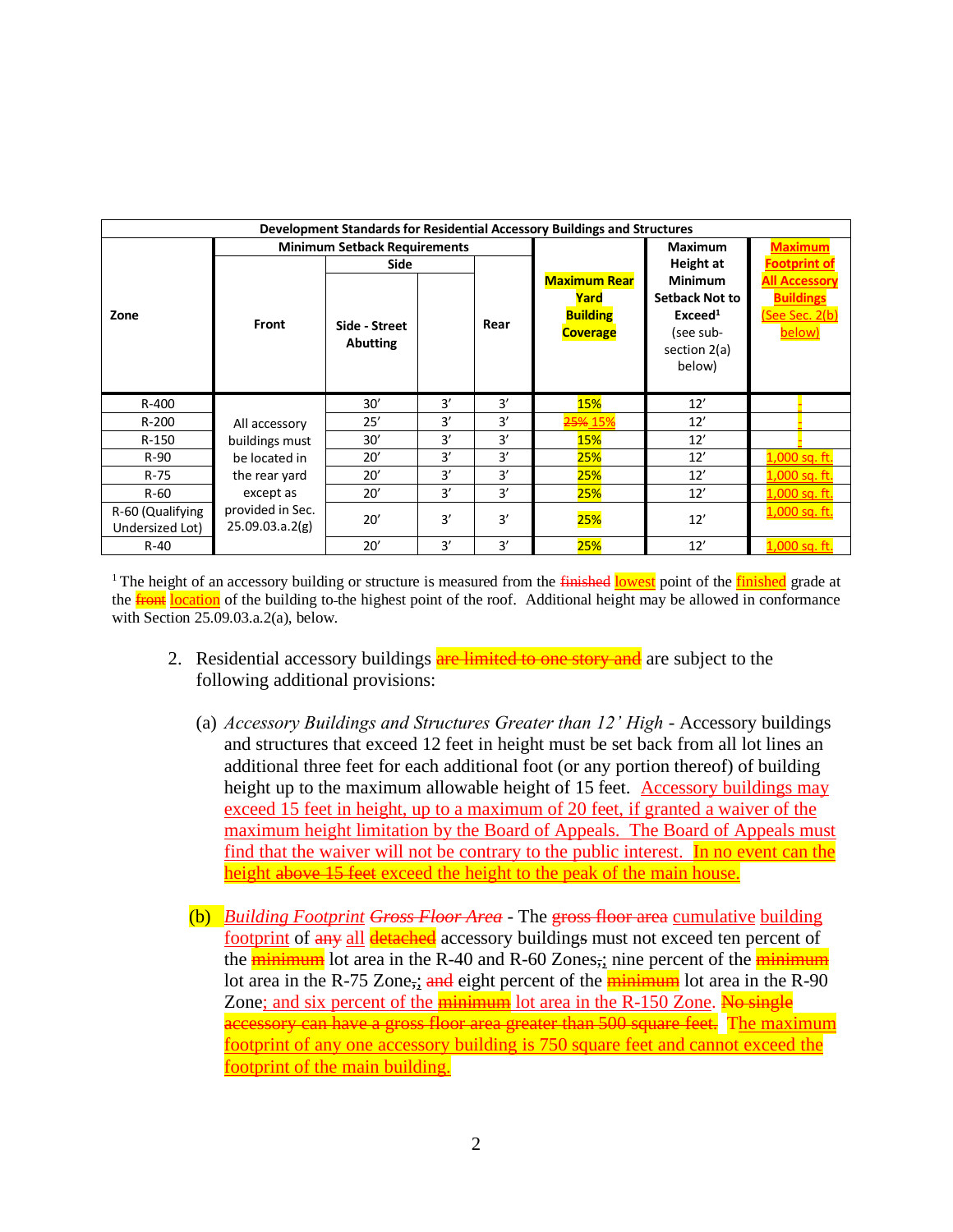| Development Standards for Residential Accessory Buildings and Structures | | | | | | | |
|---|---|---|---|---|---|---|---|
| Zone | Minimum Setback Requirements | | | | Maximum Rear Yard Building Coverage | Maximum Height at Minimum Setback Not to Exceed[1] (see sub-section 2(a) below) | Maximum Footprint of All Accessory Buildings (See Sec. 2(b) below) |
| | Front | Side | | Rear | | | |
| | | Side - Street Abutting | | | | | |
| R-400 | All accessory buildings must be located in the rear yard except as provided in Sec. 25.09.03.a.2(g) | 30′ | 3′ | 3′ | 15% | 12′ | - |
| R-200 | | 25′ | 3′ | 3′ | ~~25%~~ 15% | 12′ | - |
| R-150 | | 30′ | 3′ | 3′ | 15% | 12′ | - |
| R-90 | | 20′ | 3′ | 3′ | 25% | 12′ | 1,000 sq. ft. |
| R-75 | | 20′ | 3′ | 3′ | 25% | 12′ | 1,000 sq. ft. |
| R-60 | | 20′ | 3′ | 3′ | 25% | 12′ | 1,000 sq. ft. |
| R-60 (Qualifying Undersized Lot) | | 20′ | 3′ | 3′ | 25% | 12′ | 1,000 sq. ft. |
| R-40 | | 20′ | 3′ | 3′ | 25% | 12′ | 1,000 sq. ft. |

[1] The height of an accessory building or structure is measured from the ~~finished~~ lowest point of the finished grade at the ~~front~~ location of the building to-the highest point of the roof. Additional height may be allowed in conformance with Section 25.09.03.a.2(a), below.

2. Residential accessory buildings ~~are limited to one story and~~ are subject to the following additional provisions:

   (a) *Accessory Buildings and Structures Greater than 12' High* - Accessory buildings and structures that exceed 12 feet in height must be set back from all lot lines an additional three feet for each additional foot (or any portion thereof) of building height up to the maximum allowable height of 15 feet. Accessory buildings may exceed 15 feet in height, up to a maximum of 20 feet, if granted a waiver of the maximum height limitation by the Board of Appeals. The Board of Appeals must find that the waiver will not be contrary to the public interest. In no event can the height ~~above 15 feet~~ exceed the height to the peak of the main house.

   (b) *Building Footprint* ~~*Gross Floor Area*~~ - The ~~gross floor area~~ cumulative building footprint of ~~any~~ all ~~detached~~ accessory buildings must not exceed ten percent of the ~~minimum~~ lot area in the R-40 and R-60 Zones~~,~~; nine percent of the ~~minimum~~ lot area in the R-75 Zone~~,~~; ~~and~~ eight percent of the ~~minimum~~ lot area in the R-90 Zone; and six percent of the ~~minimum~~ lot area in the R-150 Zone. ~~No single accessory can have a gross floor area greater than 500 square feet.~~ The maximum footprint of any one accessory building is 750 square feet and cannot exceed the footprint of the main building.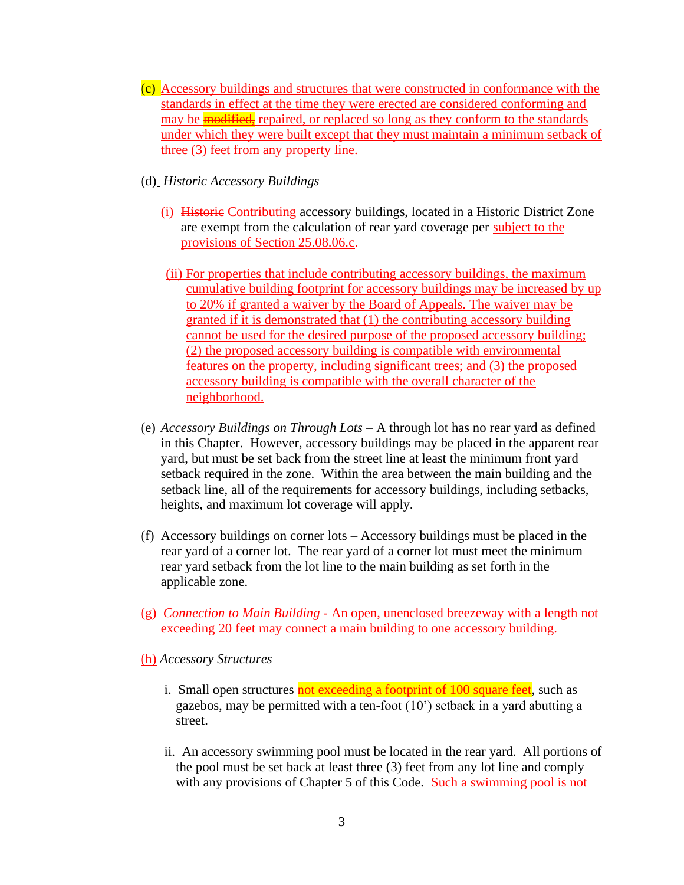(c) Accessory buildings and structures that were constructed in conformance with the standards in effect at the time they were erected are considered conforming and may be ~~modified,~~ repaired, or replaced so long as they conform to the standards under which they were built except that they must maintain a minimum setback of three (3) feet from any property line.

(d) *Historic Accessory Buildings*

(i) ~~Historic~~ Contributing accessory buildings, located in a Historic District Zone are ~~exempt from the calculation of rear yard coverage per~~ subject to the provisions of Section 25.08.06.c.

(ii) For properties that include contributing accessory buildings, the maximum cumulative building footprint for accessory buildings may be increased by up to 20% if granted a waiver by the Board of Appeals. The waiver may be granted if it is demonstrated that (1) the contributing accessory building cannot be used for the desired purpose of the proposed accessory building; (2) the proposed accessory building is compatible with environmental features on the property, including significant trees; and (3) the proposed accessory building is compatible with the overall character of the neighborhood.

(e) *Accessory Buildings on Through Lots* – A through lot has no rear yard as defined in this Chapter. However, accessory buildings may be placed in the apparent rear yard, but must be set back from the street line at least the minimum front yard setback required in the zone. Within the area between the main building and the setback line, all of the requirements for accessory buildings, including setbacks, heights, and maximum lot coverage will apply.

(f) Accessory buildings on corner lots – Accessory buildings must be placed in the rear yard of a corner lot. The rear yard of a corner lot must meet the minimum rear yard setback from the lot line to the main building as set forth in the applicable zone.

(g) *Connection to Main Building -* An open, unenclosed breezeway with a length not exceeding 20 feet may connect a main building to one accessory building.

(h) *Accessory Structures*

i. Small open structures not exceeding a footprint of 100 square feet, such as gazebos, may be permitted with a ten-foot (10') setback in a yard abutting a street.

ii. An accessory swimming pool must be located in the rear yard. All portions of the pool must be set back at least three (3) feet from any lot line and comply with any provisions of Chapter 5 of this Code. ~~Such a swimming pool is not~~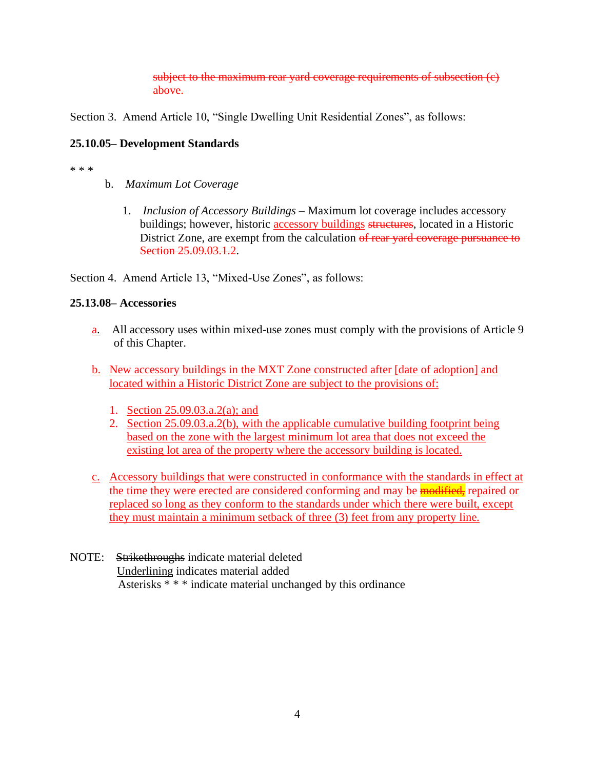~~subject to the maximum rear yard coverage requirements of subsection (c) above.~~

Section 3. Amend Article 10, "Single Dwelling Unit Residential Zones", as follows:

**25.10.05– Development Standards**

* * *

b. *Maximum Lot Coverage*

1. *Inclusion of Accessory Buildings* – Maximum lot coverage includes accessory buildings; however, historic <u>accessory buildings</u> ~~structures~~, located in a Historic District Zone, are exempt from the calculation ~~of rear yard coverage pursuance to Section 25.09.03.1.2~~.

Section 4. Amend Article 13, "Mixed-Use Zones", as follows:

**25.13.08– Accessories**

<u>a.</u> All accessory uses within mixed-use zones must comply with the provisions of Article 9 of this Chapter.

<u>b. New accessory buildings in the MXT Zone constructed after [date of adoption] and located within a Historic District Zone are subject to the provisions of:</u>

1. <u>Section 25.09.03.a.2(a); and</u>
2. <u>Section 25.09.03.a.2(b), with the applicable cumulative building footprint being based on the zone with the largest minimum lot area that does not exceed the existing lot area of the property where the accessory building is located.</u>

<u>c. Accessory buildings that were constructed in conformance with the standards in effect at the time they were erected are considered conforming and may be</u> ~~modified,~~ <u>repaired or replaced so long as they conform to the standards under which there were built, except they must maintain a minimum setback of three (3) feet from any property line.</u>

NOTE: ~~Strikethroughs~~ indicate material deleted
<u>Underlining</u> indicates material added
Asterisks * * * indicate material unchanged by this ordinance